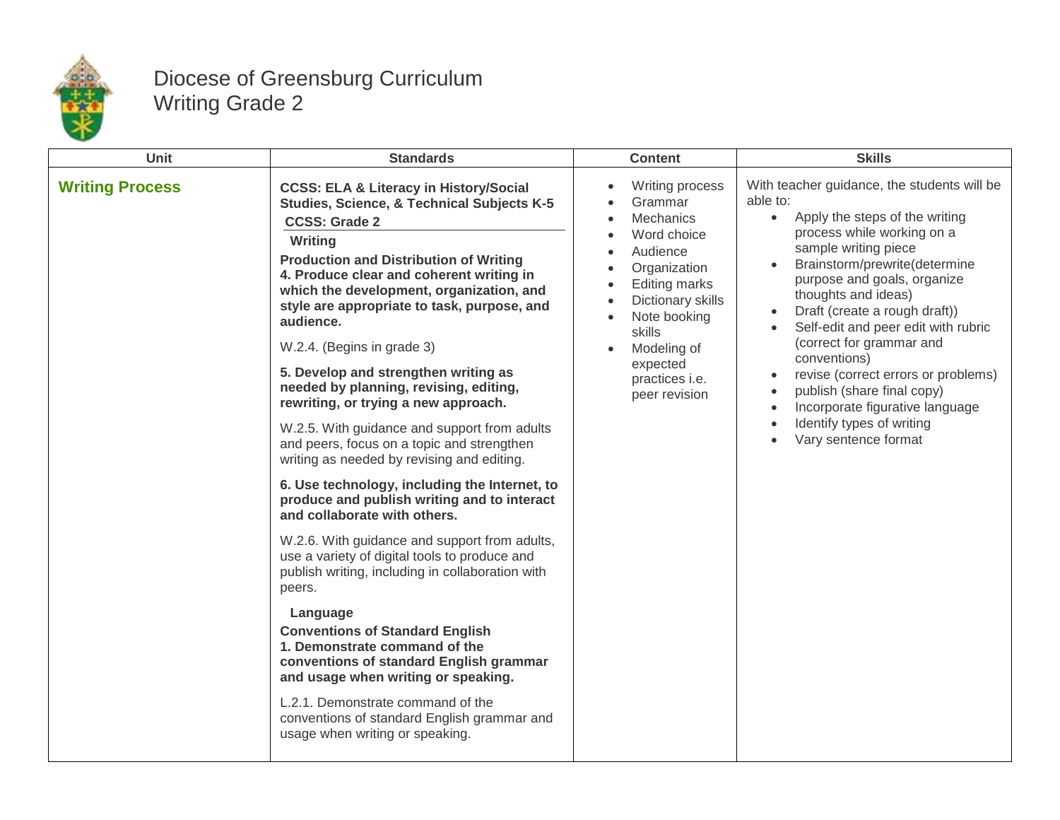# Diocese of Greensburg Curriculum
# Writing Grade 2

| Unit | Standards | Content | Skills |
|---|---|---|---|
| **Writing Process** | **CCSS: ELA & Literacy in History/Social Studies, Science, & Technical Subjects K-5**<br>**CCSS: Grade 2**<br>**Writing**<br>**Production and Distribution of Writing**<br>**4. Produce clear and coherent writing in which the development, organization, and style are appropriate to task, purpose, and audience.**<br>W.2.4. (Begins in grade 3)<br>**5. Develop and strengthen writing as needed by planning, revising, editing, rewriting, or trying a new approach.**<br>W.2.5. With guidance and support from adults and peers, focus on a topic and strengthen writing as needed by revising and editing.<br>**6. Use technology, including the Internet, to produce and publish writing and to interact and collaborate with others.**<br>W.2.6. With guidance and support from adults, use a variety of digital tools to produce and publish writing, including in collaboration with peers.<br>**Language**<br>**Conventions of Standard English**<br>**1. Demonstrate command of the conventions of standard English grammar and usage when writing or speaking.**<br>L.2.1. Demonstrate command of the conventions of standard English grammar and usage when writing or speaking. | • Writing process<br>• Grammar<br>• Mechanics<br>• Word choice<br>• Audience<br>• Organization<br>• Editing marks<br>• Dictionary skills<br>• Note booking skills<br>• Modeling of expected practices i.e. peer revision | With teacher guidance, the students will be able to:<br>• Apply the steps of the writing process while working on a sample writing piece<br>• Brainstorm/prewrite(determine purpose and goals, organize thoughts and ideas)<br>• Draft (create a rough draft))<br>• Self-edit and peer edit with rubric (correct for grammar and conventions)<br>• revise (correct errors or problems)<br>• publish (share final copy)<br>• Incorporate figurative language<br>• Identify types of writing<br>• Vary sentence format |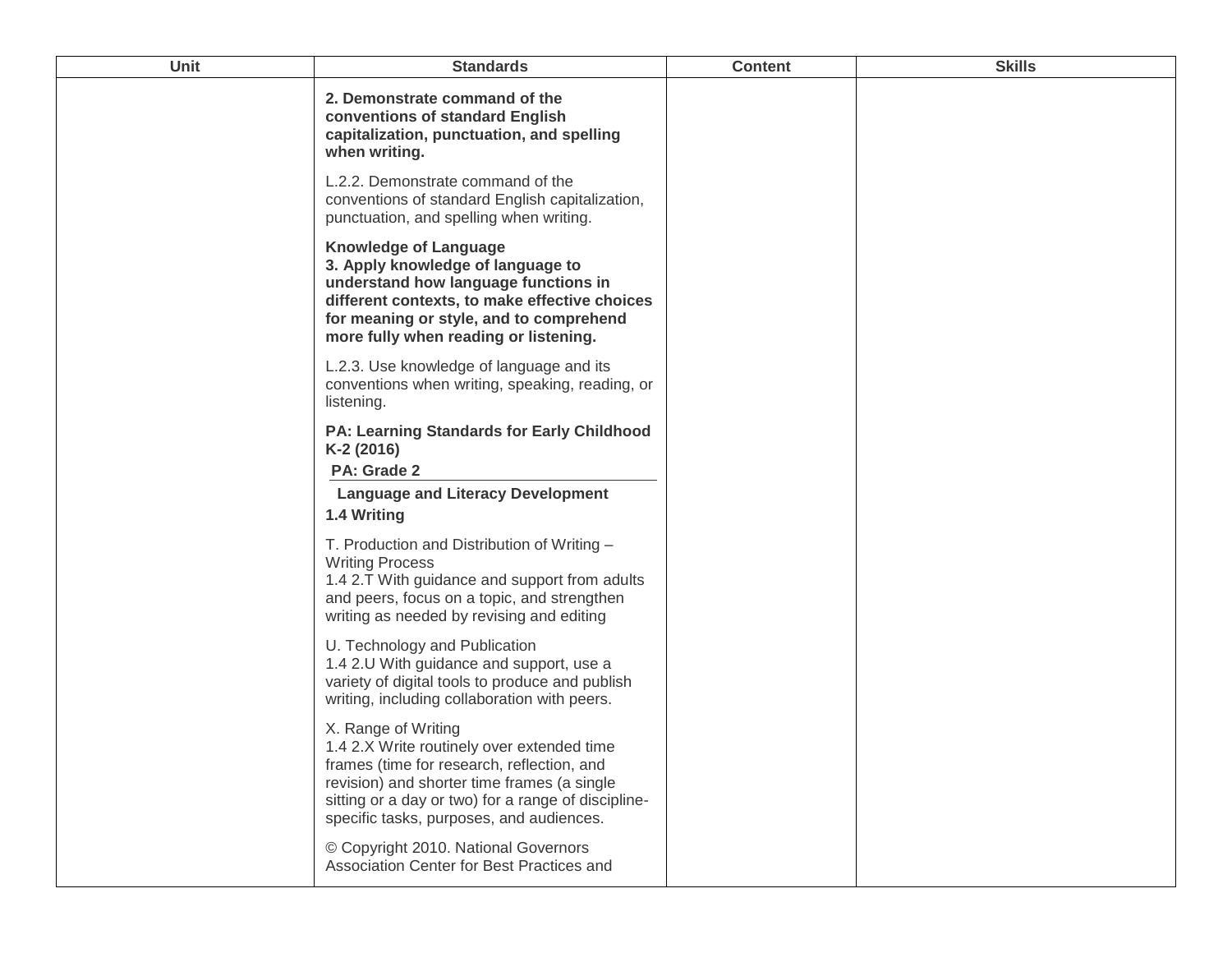| Unit | Standards | Content | Skills |
| --- | --- | --- | --- |
| | **2. Demonstrate command of the conventions of standard English capitalization, punctuation, and spelling when writing.**<br><br>L.2.2. Demonstrate command of the conventions of standard English capitalization, punctuation, and spelling when writing.<br><br>**Knowledge of Language**<br>**3. Apply knowledge of language to understand how language functions in different contexts, to make effective choices for meaning or style, and to comprehend more fully when reading or listening.**<br><br>L.2.3. Use knowledge of language and its conventions when writing, speaking, reading, or listening.<br><br>**PA: Learning Standards for Early Childhood K-2 (2016)**<br>**PA: Grade 2**<br>**Language and Literacy Development**<br>**1.4 Writing**<br><br>T. Production and Distribution of Writing – Writing Process<br>1.4 2.T With guidance and support from adults and peers, focus on a topic, and strengthen writing as needed by revising and editing<br><br>U. Technology and Publication<br>1.4 2.U With guidance and support, use a variety of digital tools to produce and publish writing, including collaboration with peers.<br><br>X. Range of Writing<br>1.4 2.X Write routinely over extended time frames (time for research, reflection, and revision) and shorter time frames (a single sitting or a day or two) for a range of discipline-specific tasks, purposes, and audiences.<br><br>© Copyright 2010. National Governors Association Center for Best Practices and | | |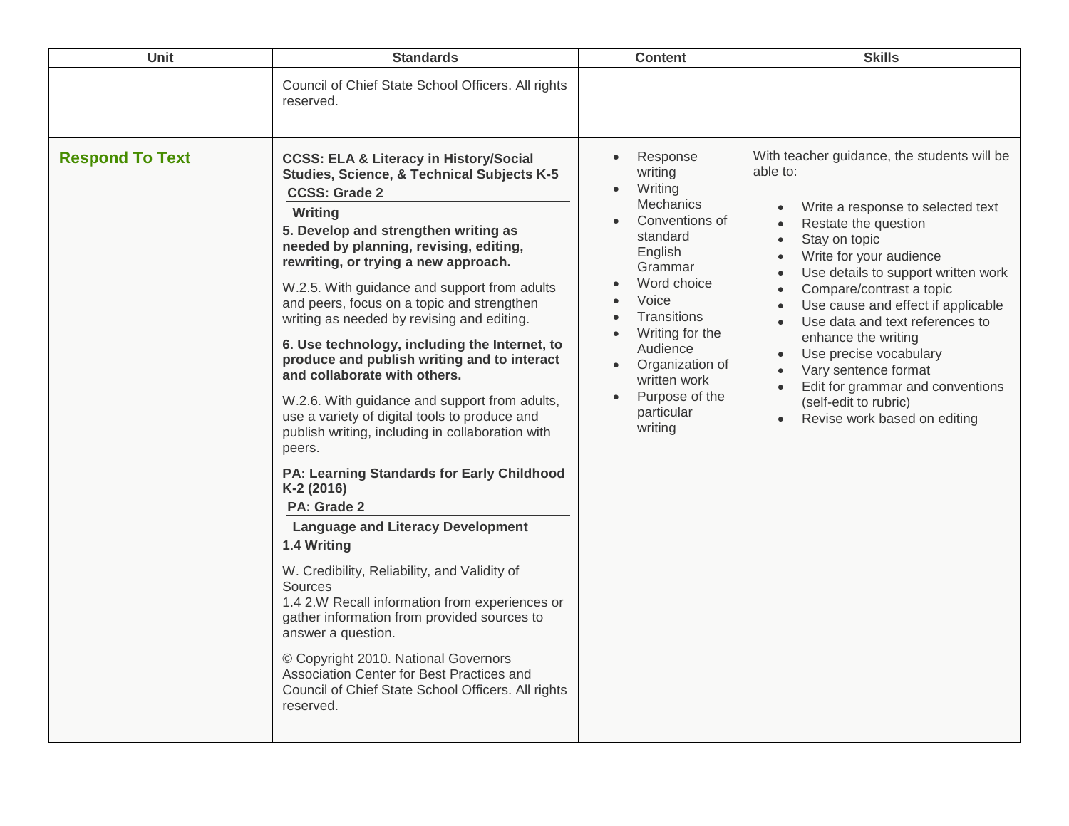| Unit | Standards | Content | Skills |
|---|---|---|---|
| | Council of Chief State School Officers. All rights reserved. | | |
| **Respond To Text** | **CCSS: ELA & Literacy in History/Social Studies, Science, & Technical Subjects K-5**<br>**CCSS: Grade 2**<br>**Writing**<br>**5. Develop and strengthen writing as needed by planning, revising, editing, rewriting, or trying a new approach.**<br>W.2.5. With guidance and support from adults and peers, focus on a topic and strengthen writing as needed by revising and editing.<br>**6. Use technology, including the Internet, to produce and publish writing and to interact and collaborate with others.**<br>W.2.6. With guidance and support from adults, use a variety of digital tools to produce and publish writing, including in collaboration with peers.<br>**PA: Learning Standards for Early Childhood K-2 (2016)**<br>**PA: Grade 2**<br>**Language and Literacy Development**<br>**1.4 Writing**<br>W. Credibility, Reliability, and Validity of Sources<br>1.4 2.W Recall information from experiences or gather information from provided sources to answer a question.<br>© Copyright 2010. National Governors Association Center for Best Practices and Council of Chief State School Officers. All rights reserved. | • Response writing<br>• Writing Mechanics<br>• Conventions of standard English Grammar<br>• Word choice<br>• Voice<br>• Transitions<br>• Writing for the Audience<br>• Organization of written work<br>• Purpose of the particular writing | With teacher guidance, the students will be able to:<br>• Write a response to selected text<br>• Restate the question<br>• Stay on topic<br>• Write for your audience<br>• Use details to support written work<br>• Compare/contrast a topic<br>• Use cause and effect if applicable<br>• Use data and text references to enhance the writing<br>• Use precise vocabulary<br>• Vary sentence format<br>• Edit for grammar and conventions (self-edit to rubric)<br>• Revise work based on editing |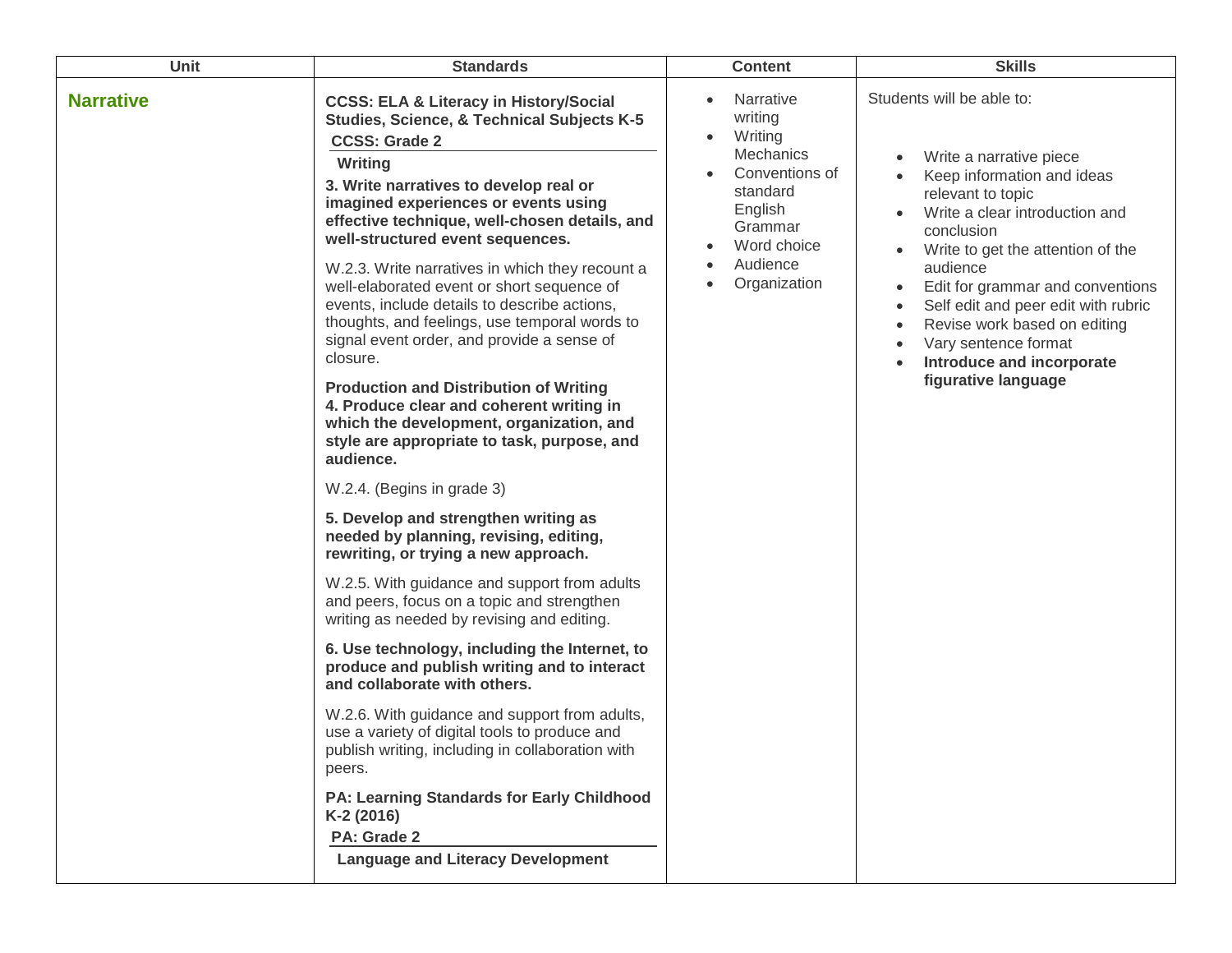| Unit | Standards | Content | Skills |
|---|---|---|---|
| **Narrative** | **CCSS: ELA & Literacy in History/Social Studies, Science, & Technical Subjects K-5**<br>**CCSS: Grade 2**<br>**Writing**<br>**3. Write narratives to develop real or imagined experiences or events using effective technique, well-chosen details, and well-structured event sequences.**<br><br>W.2.3. Write narratives in which they recount a well-elaborated event or short sequence of events, include details to describe actions, thoughts, and feelings, use temporal words to signal event order, and provide a sense of closure.<br><br>**Production and Distribution of Writing**<br>**4. Produce clear and coherent writing in which the development, organization, and style are appropriate to task, purpose, and audience.**<br><br>W.2.4. (Begins in grade 3)<br><br>**5. Develop and strengthen writing as needed by planning, revising, editing, rewriting, or trying a new approach.**<br><br>W.2.5. With guidance and support from adults and peers, focus on a topic and strengthen writing as needed by revising and editing.<br><br>**6. Use technology, including the Internet, to produce and publish writing and to interact and collaborate with others.**<br><br>W.2.6. With guidance and support from adults, use a variety of digital tools to produce and publish writing, including in collaboration with peers.<br><br>**PA: Learning Standards for Early Childhood K-2 (2016)**<br>**PA: Grade 2**<br>**Language and Literacy Development** | • Narrative writing<br>• Writing Mechanics<br>• Conventions of standard English Grammar<br>• Word choice<br>• Audience<br>• Organization | Students will be able to:<br><br>• Write a narrative piece<br>• Keep information and ideas relevant to topic<br>• Write a clear introduction and conclusion<br>• Write to get the attention of the audience<br>• Edit for grammar and conventions<br>• Self edit and peer edit with rubric<br>• Revise work based on editing<br>• Vary sentence format<br>• **Introduce and incorporate figurative language** |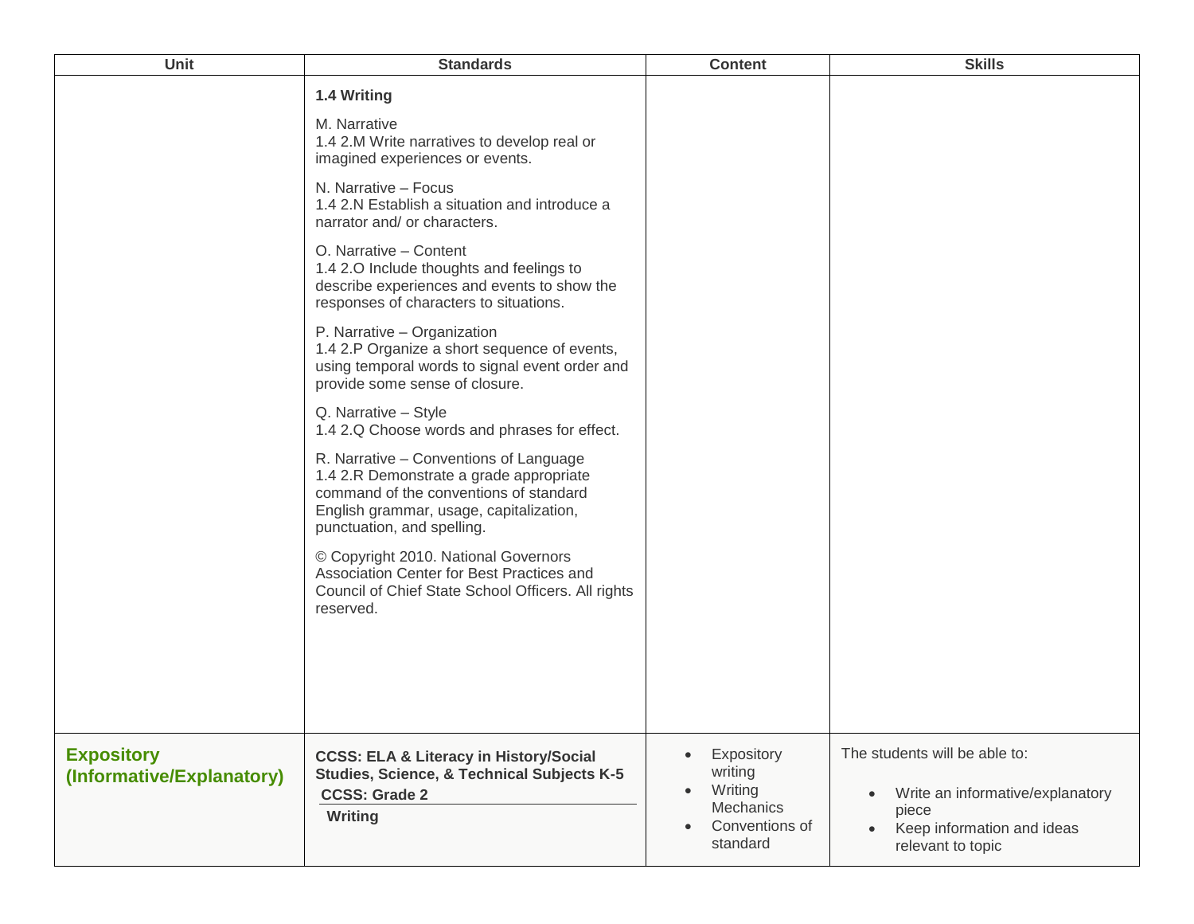| Unit | Standards | Content | Skills |
|---|---|---|---|
| | **1.4 Writing**<br><br>M. Narrative<br>1.4 2.M Write narratives to develop real or imagined experiences or events.<br><br>N. Narrative – Focus<br>1.4 2.N Establish a situation and introduce a narrator and/ or characters.<br><br>O. Narrative – Content<br>1.4 2.O Include thoughts and feelings to describe experiences and events to show the responses of characters to situations.<br><br>P. Narrative – Organization<br>1.4 2.P Organize a short sequence of events, using temporal words to signal event order and provide some sense of closure.<br><br>Q. Narrative – Style<br>1.4 2.Q Choose words and phrases for effect.<br><br>R. Narrative – Conventions of Language<br>1.4 2.R Demonstrate a grade appropriate command of the conventions of standard English grammar, usage, capitalization, punctuation, and spelling.<br><br>© Copyright 2010. National Governors Association Center for Best Practices and Council of Chief State School Officers. All rights reserved. | | |
| **Expository (Informative/Explanatory)** | **CCSS: ELA & Literacy in History/Social Studies, Science, & Technical Subjects K-5**<br>**CCSS: Grade 2**<br>**Writing** | • Expository writing<br>• Writing Mechanics<br>• Conventions of standard | The students will be able to:<br><br>• Write an informative/explanatory piece<br>• Keep information and ideas relevant to topic |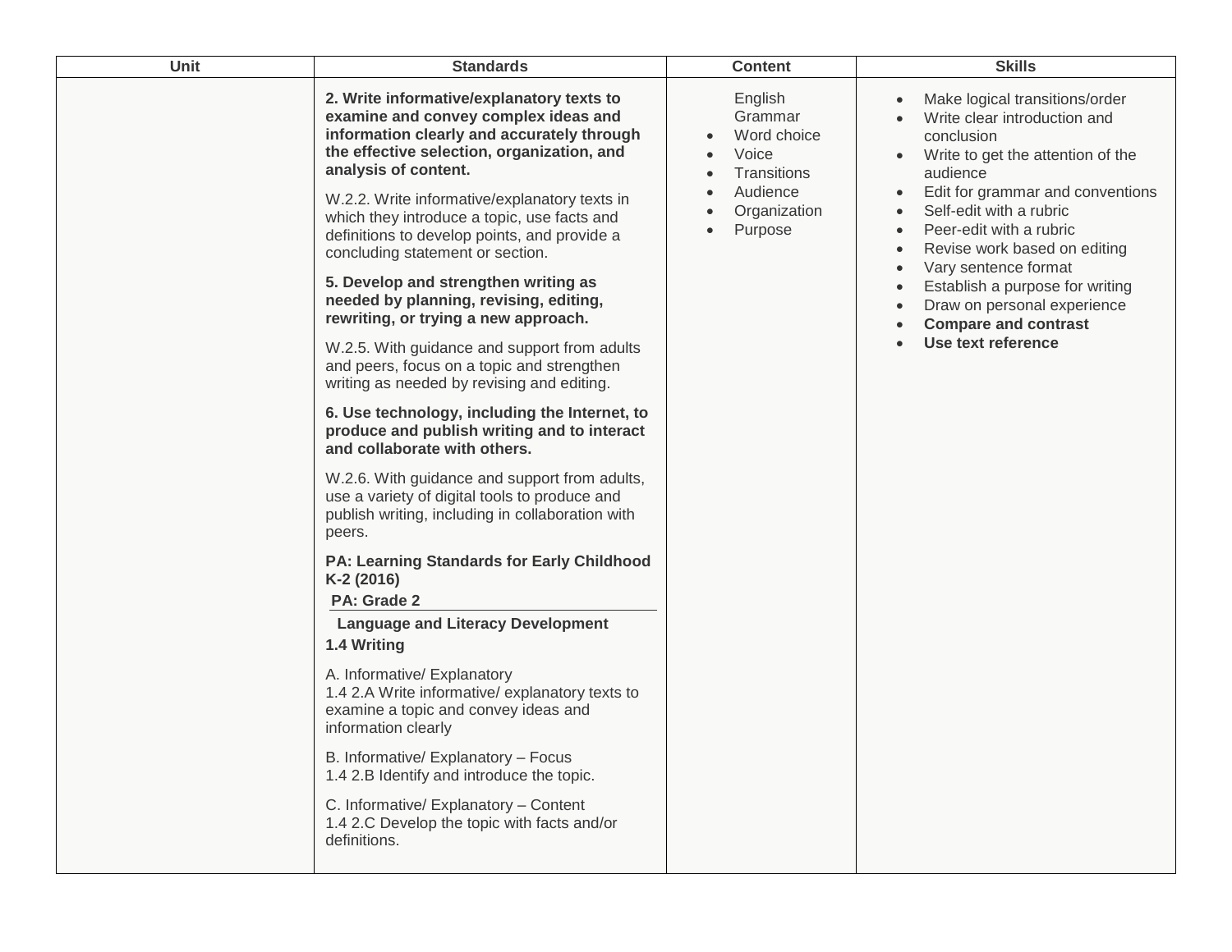| Unit | Standards | Content | Skills |
| --- | --- | --- | --- |
| | **2. Write informative/explanatory texts to examine and convey complex ideas and information clearly and accurately through the effective selection, organization, and analysis of content.**<br><br>W.2.2. Write informative/explanatory texts in which they introduce a topic, use facts and definitions to develop points, and provide a concluding statement or section.<br><br>**5. Develop and strengthen writing as needed by planning, revising, editing, rewriting, or trying a new approach.**<br><br>W.2.5. With guidance and support from adults and peers, focus on a topic and strengthen writing as needed by revising and editing.<br><br>**6. Use technology, including the Internet, to produce and publish writing and to interact and collaborate with others.**<br><br>W.2.6. With guidance and support from adults, use a variety of digital tools to produce and publish writing, including in collaboration with peers.<br><br>**PA: Learning Standards for Early Childhood K-2 (2016)**<br>**PA: Grade 2**<br>**Language and Literacy Development**<br>**1.4 Writing**<br><br>A. Informative/ Explanatory<br>1.4 2.A Write informative/ explanatory texts to examine a topic and convey ideas and information clearly<br><br>B. Informative/ Explanatory – Focus<br>1.4 2.B Identify and introduce the topic.<br><br>C. Informative/ Explanatory – Content<br>1.4 2.C Develop the topic with facts and/or definitions. | English Grammar<br>• Word choice<br>• Voice<br>• Transitions<br>• Audience<br>• Organization<br>• Purpose | • Make logical transitions/order<br>• Write clear introduction and conclusion<br>• Write to get the attention of the audience<br>• Edit for grammar and conventions<br>• Self-edit with a rubric<br>• Peer-edit with a rubric<br>• Revise work based on editing<br>• Vary sentence format<br>• Establish a purpose for writing<br>• Draw on personal experience<br>• **Compare and contrast**<br>• **Use text reference** |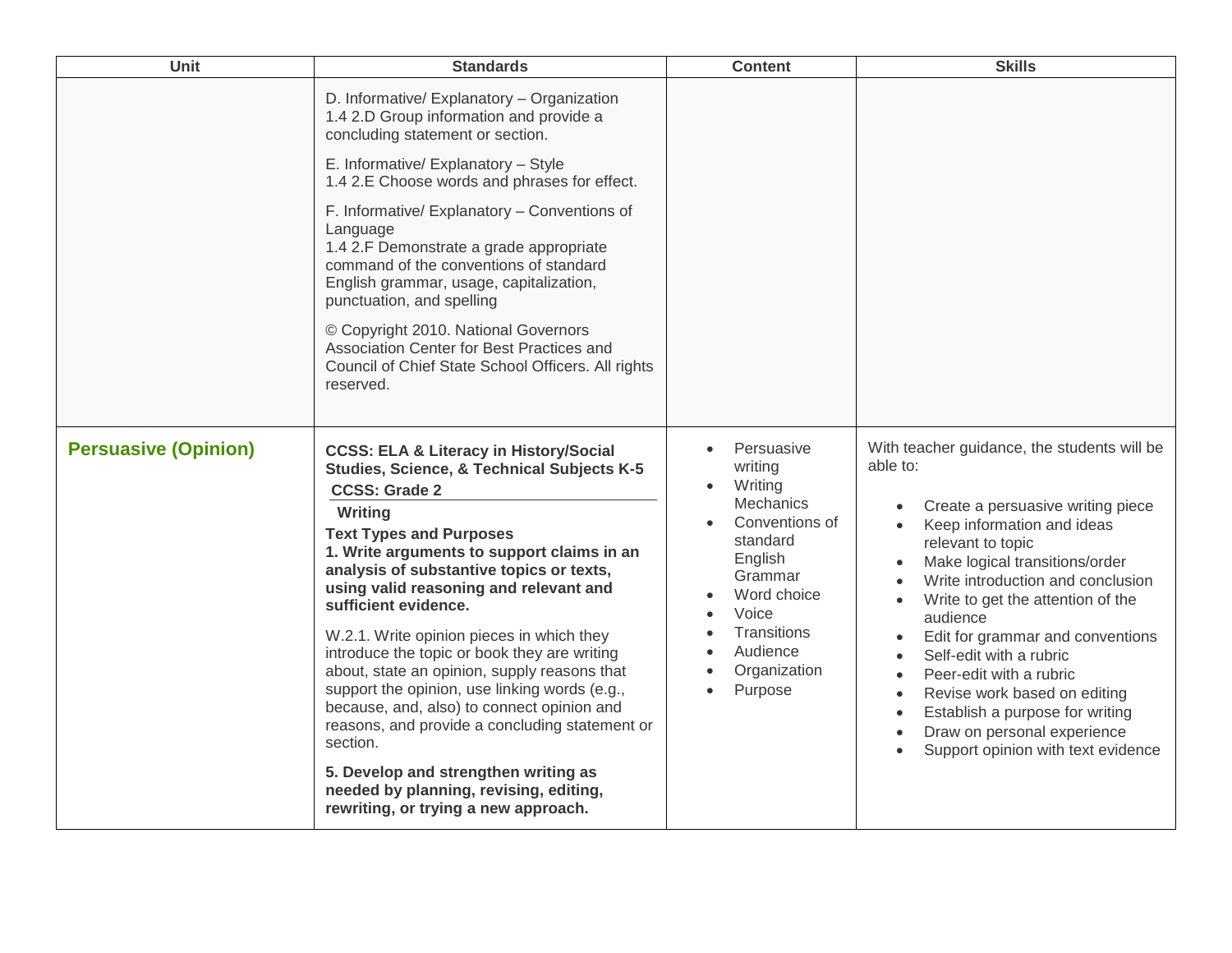| Unit | Standards | Content | Skills |
|---|---|---|---|
| | D. Informative/ Explanatory – Organization<br>1.4 2.D Group information and provide a concluding statement or section.<br><br>E. Informative/ Explanatory – Style<br>1.4 2.E Choose words and phrases for effect.<br><br>F. Informative/ Explanatory – Conventions of Language<br>1.4 2.F Demonstrate a grade appropriate command of the conventions of standard English grammar, usage, capitalization, punctuation, and spelling<br><br>© Copyright 2010. National Governors Association Center for Best Practices and Council of Chief State School Officers. All rights reserved. | | |
| **Persuasive (Opinion)** | **CCSS: ELA & Literacy in History/Social Studies, Science, & Technical Subjects K-5**<br>**CCSS: Grade 2**<br>**Writing**<br>**Text Types and Purposes**<br>**1. Write arguments to support claims in an analysis of substantive topics or texts, using valid reasoning and relevant and sufficient evidence.**<br><br>W.2.1. Write opinion pieces in which they introduce the topic or book they are writing about, state an opinion, supply reasons that support the opinion, use linking words (e.g., because, and, also) to connect opinion and reasons, and provide a concluding statement or section.<br><br>**5. Develop and strengthen writing as needed by planning, revising, editing, rewriting, or trying a new approach.** | • Persuasive writing<br>• Writing Mechanics<br>• Conventions of standard English Grammar<br>• Word choice<br>• Voice<br>• Transitions<br>• Audience<br>• Organization<br>• Purpose | With teacher guidance, the students will be able to:<br><br>• Create a persuasive writing piece<br>• Keep information and ideas relevant to topic<br>• Make logical transitions/order<br>• Write introduction and conclusion<br>• Write to get the attention of the audience<br>• Edit for grammar and conventions<br>• Self-edit with a rubric<br>• Peer-edit with a rubric<br>• Revise work based on editing<br>• Establish a purpose for writing<br>• Draw on personal experience<br>• Support opinion with text evidence |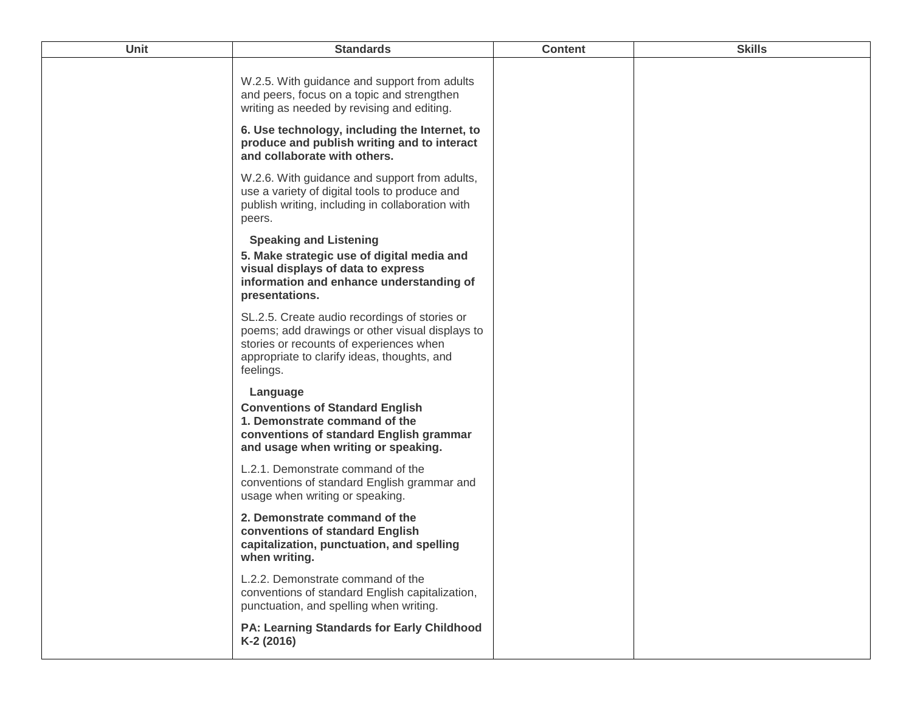| Unit | Standards | Content | Skills |
|---|---|---|---|
| | W.2.5. With guidance and support from adults and peers, focus on a topic and strengthen writing as needed by revising and editing.<br><br>**6. Use technology, including the Internet, to produce and publish writing and to interact and collaborate with others.**<br><br>W.2.6. With guidance and support from adults, use a variety of digital tools to produce and publish writing, including in collaboration with peers.<br><br>**Speaking and Listening**<br>**5. Make strategic use of digital media and visual displays of data to express information and enhance understanding of presentations.**<br><br>SL.2.5. Create audio recordings of stories or poems; add drawings or other visual displays to stories or recounts of experiences when appropriate to clarify ideas, thoughts, and feelings.<br><br>**Language**<br>**Conventions of Standard English**<br>**1. Demonstrate command of the conventions of standard English grammar and usage when writing or speaking.**<br><br>L.2.1. Demonstrate command of the conventions of standard English grammar and usage when writing or speaking.<br><br>**2. Demonstrate command of the conventions of standard English capitalization, punctuation, and spelling when writing.**<br><br>L.2.2. Demonstrate command of the conventions of standard English capitalization, punctuation, and spelling when writing.<br><br>**PA: Learning Standards for Early Childhood K-2 (2016)** | | |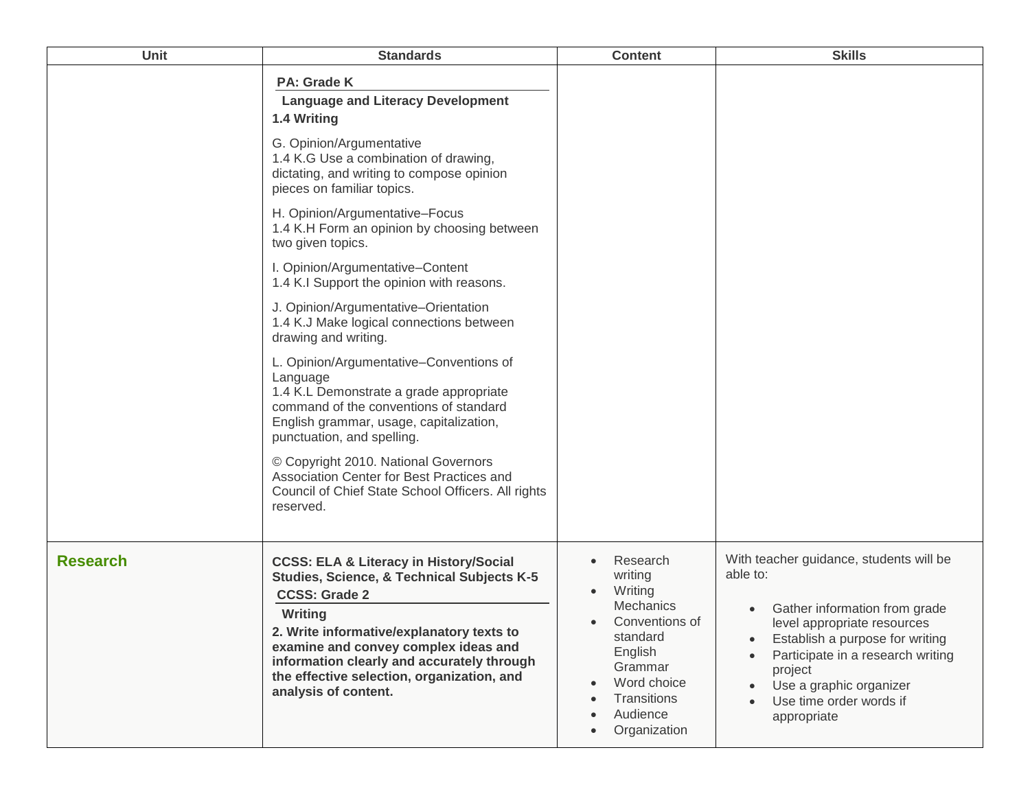| Unit | Standards | Content | Skills |
|---|---|---|---|
| | **PA: Grade K**<br>**Language and Literacy Development**<br>**1.4 Writing**<br><br>G. Opinion/Argumentative<br>1.4 K.G Use a combination of drawing, dictating, and writing to compose opinion pieces on familiar topics.<br><br>H. Opinion/Argumentative–Focus<br>1.4 K.H Form an opinion by choosing between two given topics.<br><br>I. Opinion/Argumentative–Content<br>1.4 K.I Support the opinion with reasons.<br><br>J. Opinion/Argumentative–Orientation<br>1.4 K.J Make logical connections between drawing and writing.<br><br>L. Opinion/Argumentative–Conventions of Language<br>1.4 K.L Demonstrate a grade appropriate command of the conventions of standard English grammar, usage, capitalization, punctuation, and spelling.<br><br>© Copyright 2010. National Governors Association Center for Best Practices and Council of Chief State School Officers. All rights reserved. | | |
| **Research** | **CCSS: ELA & Literacy in History/Social Studies, Science, & Technical Subjects K-5**<br>**CCSS: Grade 2**<br>**Writing**<br>**2. Write informative/explanatory texts to examine and convey complex ideas and information clearly and accurately through the effective selection, organization, and analysis of content.** | • Research writing<br>• Writing Mechanics<br>• Conventions of standard English Grammar<br>• Word choice<br>• Transitions<br>• Audience<br>• Organization | With teacher guidance, students will be able to:<br><br>• Gather information from grade level appropriate resources<br>• Establish a purpose for writing<br>• Participate in a research writing project<br>• Use a graphic organizer<br>• Use time order words if appropriate |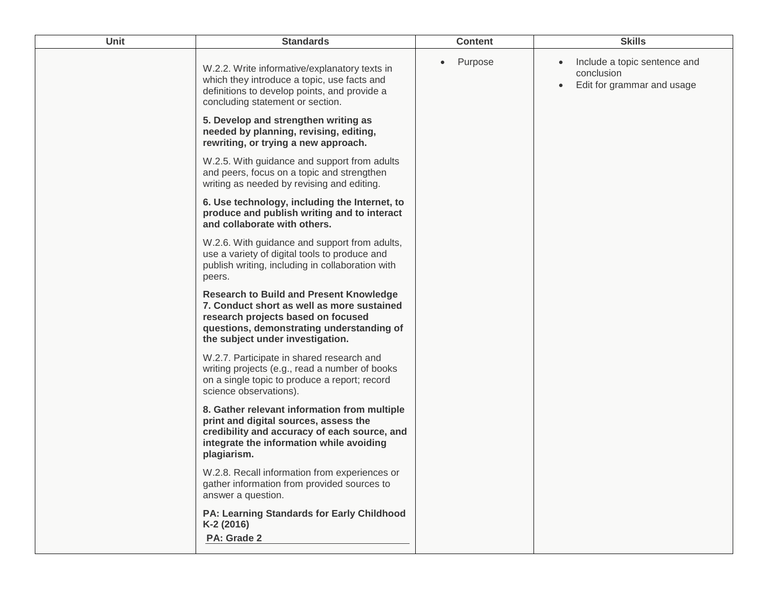| Unit | Standards | Content | Skills |
| --- | --- | --- | --- |
| | W.2.2. Write informative/explanatory texts in which they introduce a topic, use facts and definitions to develop points, and provide a concluding statement or section.<br><br>**5. Develop and strengthen writing as needed by planning, revising, editing, rewriting, or trying a new approach.**<br><br>W.2.5. With guidance and support from adults and peers, focus on a topic and strengthen writing as needed by revising and editing.<br><br>**6. Use technology, including the Internet, to produce and publish writing and to interact and collaborate with others.**<br><br>W.2.6. With guidance and support from adults, use a variety of digital tools to produce and publish writing, including in collaboration with peers.<br><br>**Research to Build and Present Knowledge 7. Conduct short as well as more sustained research projects based on focused questions, demonstrating understanding of the subject under investigation.**<br><br>W.2.7. Participate in shared research and writing projects (e.g., read a number of books on a single topic to produce a report; record science observations).<br><br>**8. Gather relevant information from multiple print and digital sources, assess the credibility and accuracy of each source, and integrate the information while avoiding plagiarism.**<br><br>W.2.8. Recall information from experiences or gather information from provided sources to answer a question.<br><br>**PA: Learning Standards for Early Childhood K-2 (2016)**<br><br>**PA: Grade 2** | • Purpose | • Include a topic sentence and conclusion<br>• Edit for grammar and usage |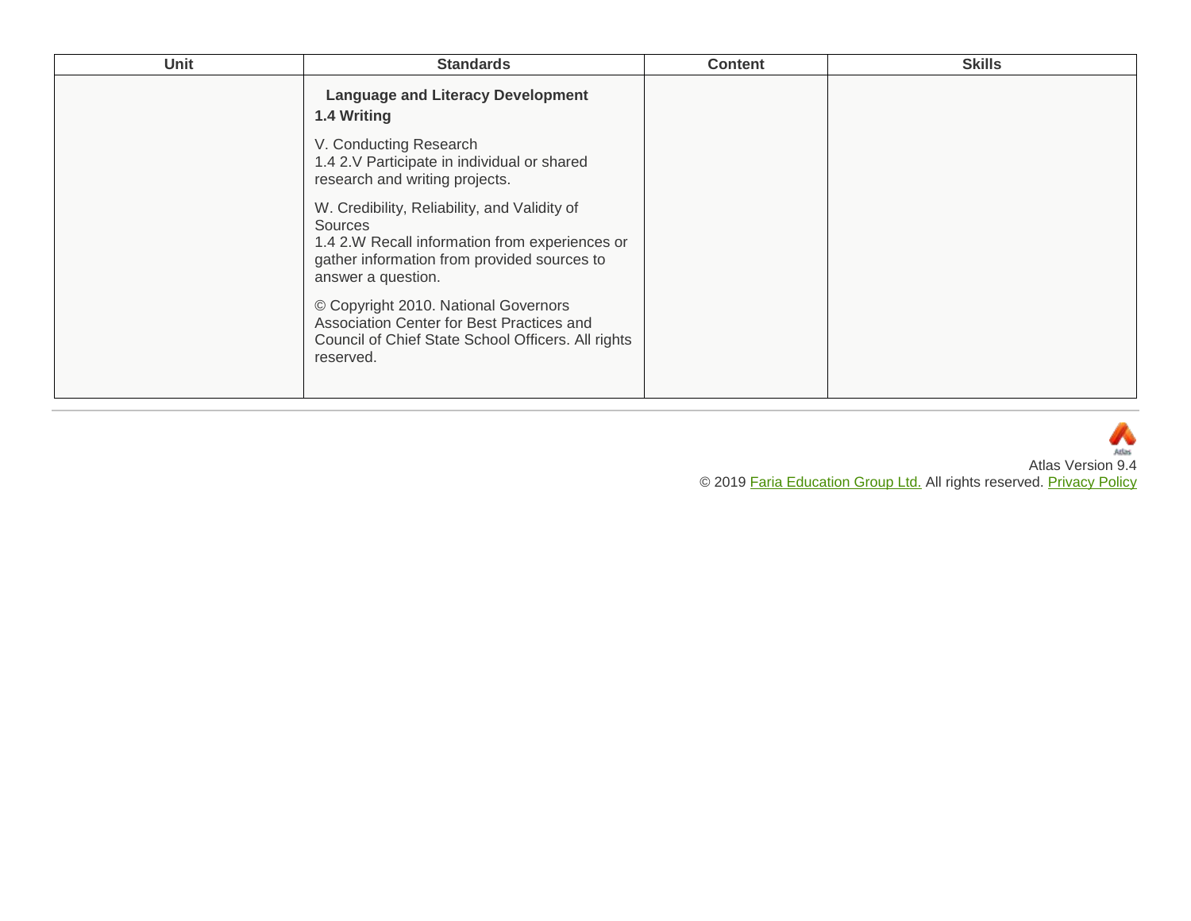| Unit | Standards | Content | Skills |
|---|---|---|---|
| | **Language and Literacy Development**<br>**1.4 Writing**<br><br>V. Conducting Research<br>1.4 2.V Participate in individual or shared research and writing projects.<br><br>W. Credibility, Reliability, and Validity of Sources<br>1.4 2.W Recall information from experiences or gather information from provided sources to answer a question.<br><br>© Copyright 2010. National Governors Association Center for Best Practices and Council of Chief State School Officers. All rights reserved. | | |

Atlas Version 9.4
© 2019 Faria Education Group Ltd. All rights reserved. Privacy Policy